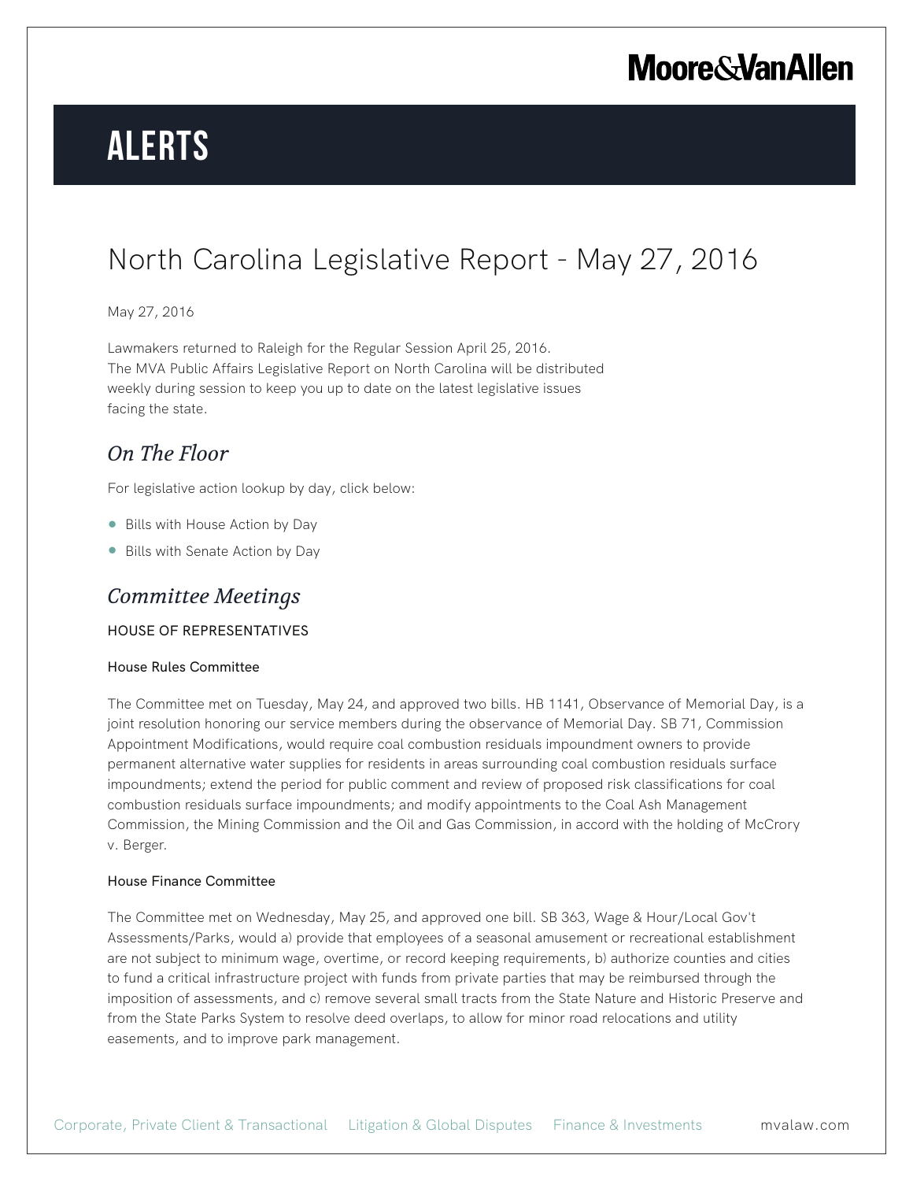# ALERTS

## North Carolina Legislative Report - May 27, 2016

May 27, 2016

Lawmakers returned to Raleigh for the Regular Session April 25, 2016. The MVA Public Affairs Legislative Report on North Carolina will be distributed weekly during session to keep you up to date on the latest legislative issues facing the state.

### *On The Floor*

For legislative action lookup by day, click below:

- Bills with House Action by Day
- Bills with Senate Action by Day

### *Committee Meetings*

HOUSE OF REPRESENTATIVES

**House Rules Committee**

The Committee met on Tuesday, May 24, and approved two bills. HB 1141, Observance of Memorial Day, is a joint resolution honoring our service members during the observance of Memorial Day. SB 71, Commission Appointment Modifications, would require coal combustion residuals impoundment owners to provide permanent alternative water supplies for residents in areas surrounding coal combustion residuals surface impoundments; extend the period for public comment and review of proposed risk classifications for coal combustion residuals surface impoundments; and modify appointments to the Coal Ash Management Commission, the Mining Commission and the Oil and Gas Commission, in accord with the holding of McCrory v. Berger.

**House Finance Committee**

The Committee met on Wednesday, May 25, and approved one bill. SB 363, Wage & Hour/Local Gov't Assessments/Parks, would a) provide that employees of a seasonal amusement or recreational establishment are not subject to minimum wage, overtime, or record keeping requirements, b) authorize counties and cities to fund a critical infrastructure project with funds from private parties that may be reimbursed through the imposition of assessments, and c) remove several small tracts from the State Nature and Historic Preserve and from the State Parks System to resolve deed overlaps, to allow for minor road relocations and utility easements, and to improve park management.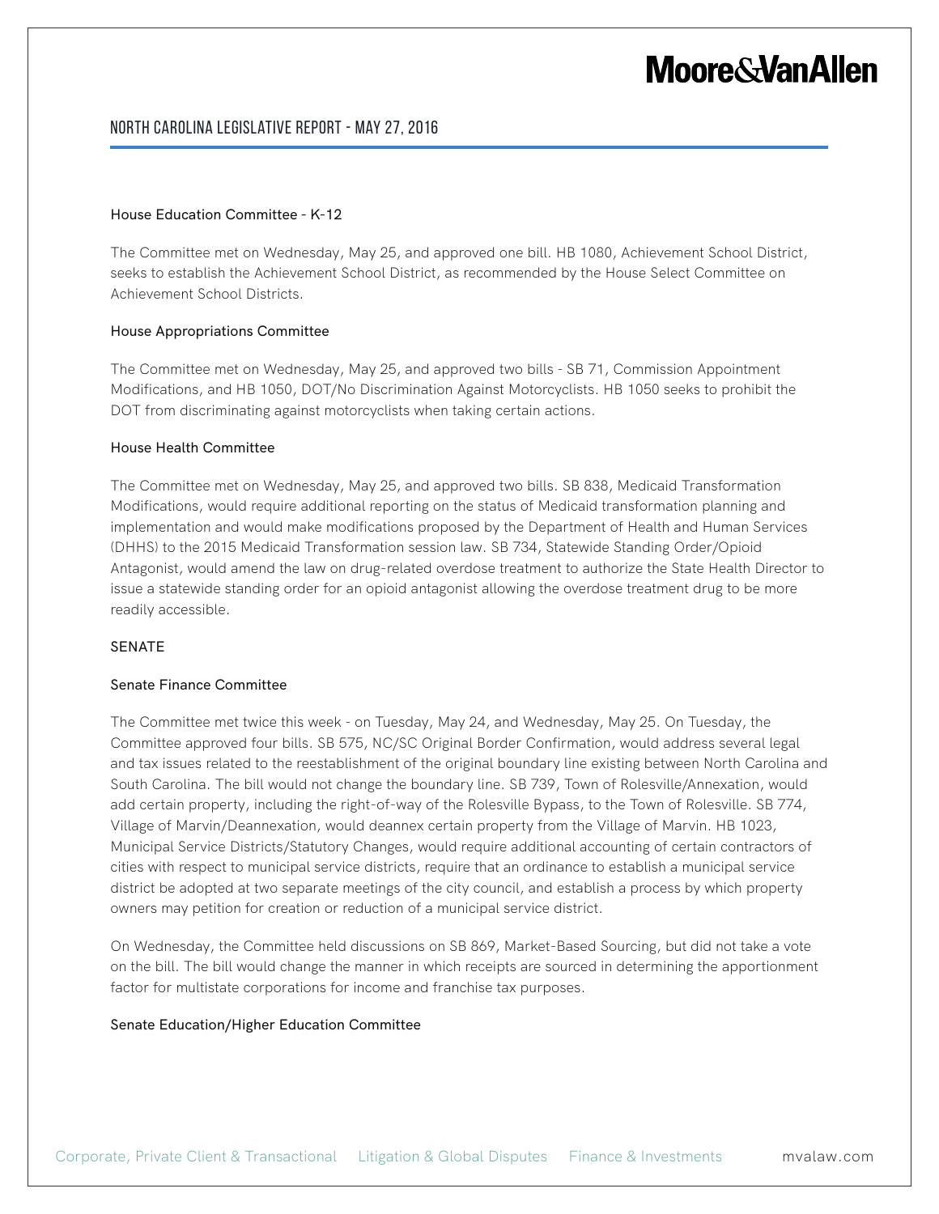### House Education Committee - K-12

The Committee met on Wednesday, May 25, and approved one bill. HB 1080, Achievement School District, seeks to establish the Achievement School District, as recommended by the House Select Committee on Achievement School Districts.

### House Appropriations Committee

The Committee met on Wednesday, May 25, and approved two bills - SB 71, Commission Appointment Modifications, and HB 1050, DOT/No Discrimination Against Motorcyclists. HB 1050 seeks to prohibit the DOT from discriminating against motorcyclists when taking certain actions.

### House Health Committee

The Committee met on Wednesday, May 25, and approved two bills. SB 838, Medicaid Transformation Modifications, would require additional reporting on the status of Medicaid transformation planning and implementation and would make modifications proposed by the Department of Health and Human Services (DHHS) to the 2015 Medicaid Transformation session law. SB 734, Statewide Standing Order/Opioid Antagonist, would amend the law on drug-related overdose treatment to authorize the State Health Director to issue a statewide standing order for an opioid antagonist allowing the overdose treatment drug to be more readily accessible.

## SENATE

### Senate Finance Committee

The Committee met twice this week - on Tuesday, May 24, and Wednesday, May 25. On Tuesday, the Committee approved four bills. SB 575, NC/SC Original Border Confirmation, would address several legal and tax issues related to the reestablishment of the original boundary line existing between North Carolina and South Carolina. The bill would not change the boundary line. SB 739, Town of Rolesville/Annexation, would add certain property, including the right-of-way of the Rolesville Bypass, to the Town of Rolesville. SB 774, Village of Marvin/Deannexation, would deannex certain property from the Village of Marvin. HB 1023, Municipal Service Districts/Statutory Changes, would require additional accounting of certain contractors of cities with respect to municipal service districts, require that an ordinance to establish a municipal service district be adopted at two separate meetings of the city council, and establish a process by which property owners may petition for creation or reduction of a municipal service district.

On Wednesday, the Committee held discussions on SB 869, Market-Based Sourcing, but did not take a vote on the bill. The bill would change the manner in which receipts are sourced in determining the apportionment factor for multistate corporations for income and franchise tax purposes.

### Senate Education/Higher Education Committee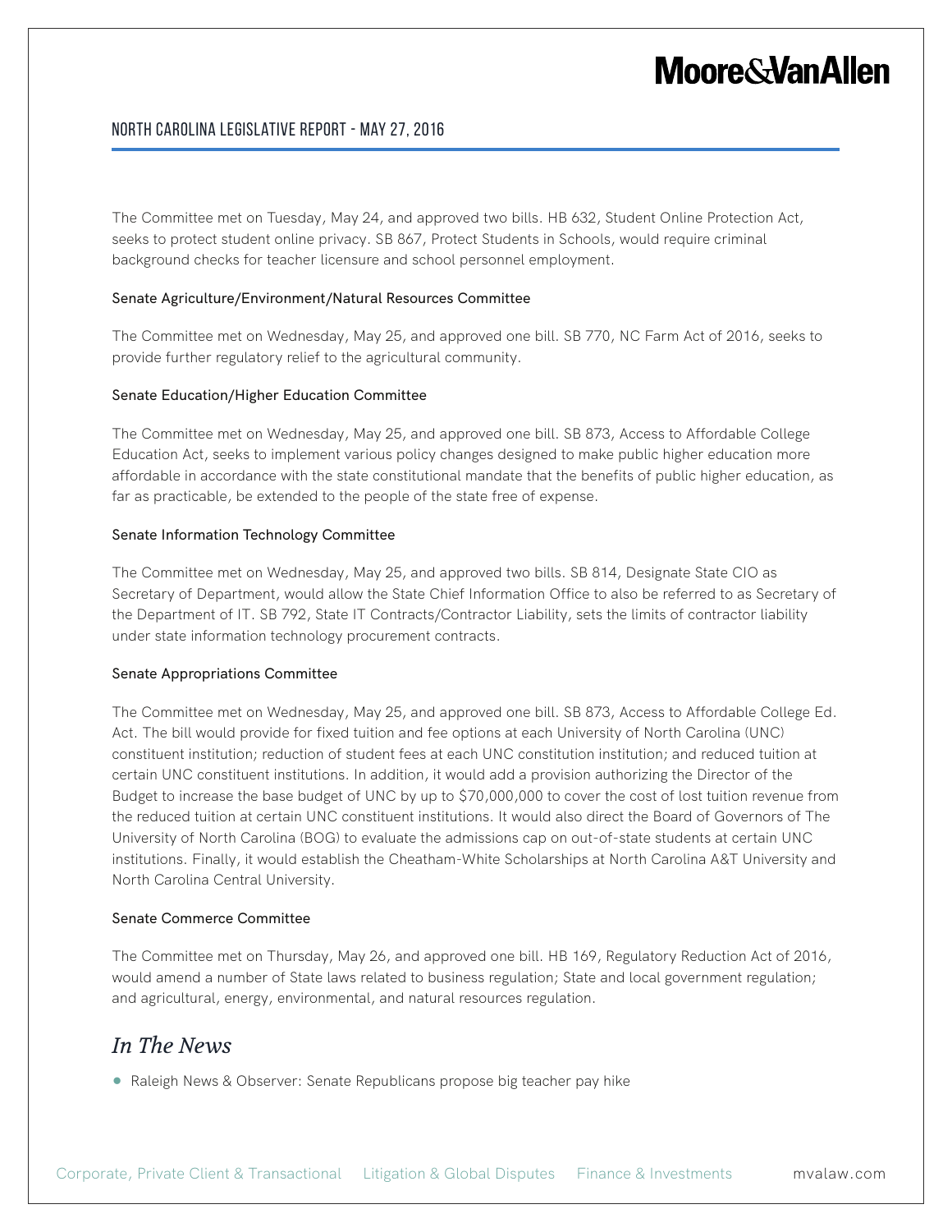The Committee met on Tuesday, May 24, and approved two bills. HB 632, Student Online Protection Act, seeks to protect student online privacy. SB 867, Protect Students in Schools, would require criminal background checks for teacher licensure and school personnel employment.

#### Senate Agriculture/Environment/Natural Resources Committee

The Committee met on Wednesday, May 25, and approved one bill. SB 770, NC Farm Act of 2016, seeks to provide further regulatory relief to the agricultural community.

#### Senate Education/Higher Education Committee

The Committee met on Wednesday, May 25, and approved one bill. SB 873, Access to Affordable College Education Act, seeks to implement various policy changes designed to make public higher education more affordable in accordance with the state constitutional mandate that the benefits of public higher education, as far as practicable, be extended to the people of the state free of expense.

#### Senate Information Technology Committee

The Committee met on Wednesday, May 25, and approved two bills. SB 814, Designate State CIO as Secretary of Department, would allow the State Chief Information Office to also be referred to as Secretary of the Department of IT. SB 792, State IT Contracts/Contractor Liability, sets the limits of contractor liability under state information technology procurement contracts.

#### Senate Appropriations Committee

The Committee met on Wednesday, May 25, and approved one bill. SB 873, Access to Affordable College Ed. Act. The bill would provide for fixed tuition and fee options at each University of North Carolina (UNC) constituent institution; reduction of student fees at each UNC constitution institution; and reduced tuition at certain UNC constituent institutions. In addition, it would add a provision authorizing the Director of the Budget to increase the base budget of UNC by up to $70,000,000 to cover the cost of lost tuition revenue from the reduced tuition at certain UNC constituent institutions. It would also direct the Board of Governors of The University of North Carolina (BOG) to evaluate the admissions cap on out-of-state students at certain UNC institutions. Finally, it would establish the Cheatham-White Scholarships at North Carolina A&T University and North Carolina Central University.

#### Senate Commerce Committee

The Committee met on Thursday, May 26, and approved one bill. HB 169, Regulatory Reduction Act of 2016, would amend a number of State laws related to business regulation; State and local government regulation; and agricultural, energy, environmental, and natural resources regulation.

## *In The News*

- Raleigh News & Observer: Senate Republicans propose big teacher pay hike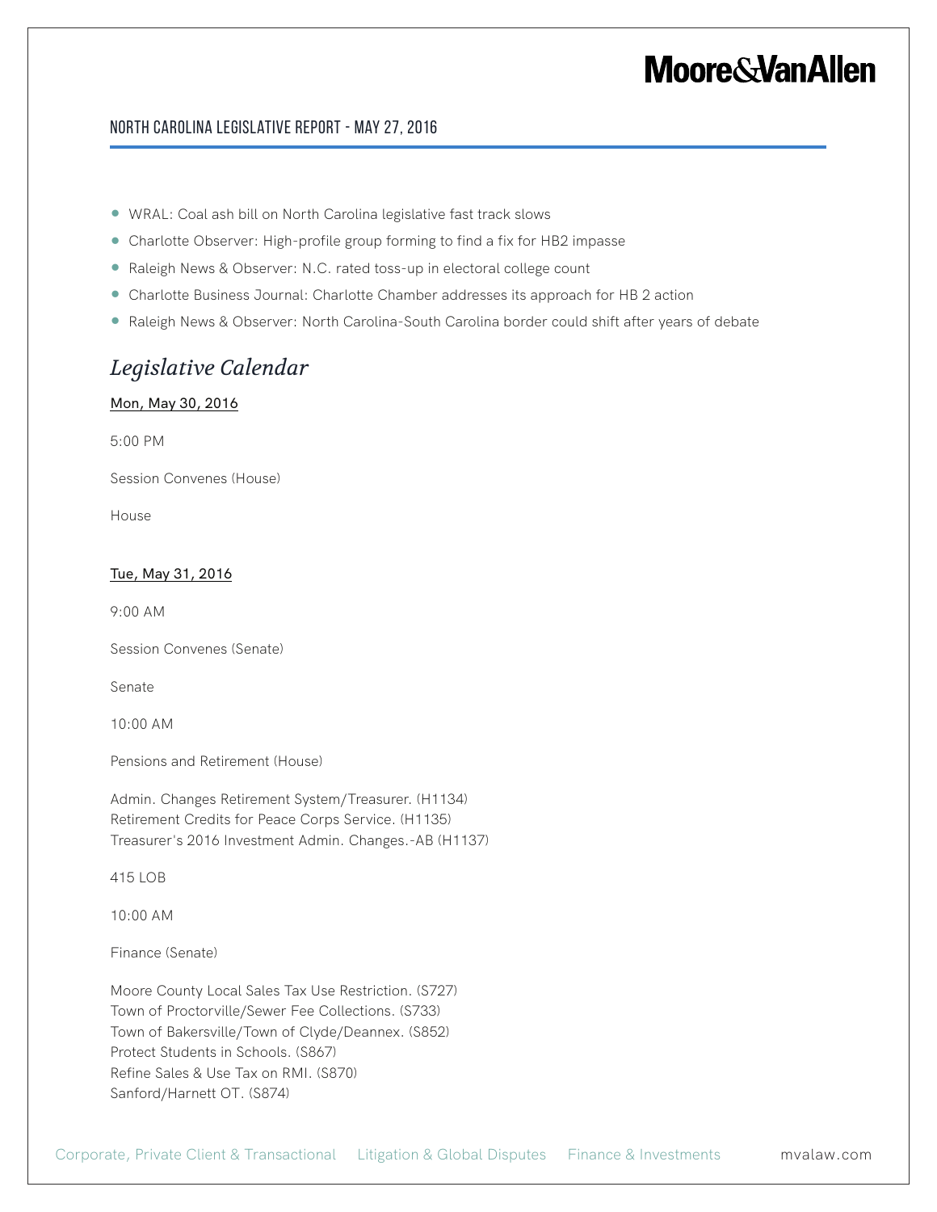- WRAL: Coal ash bill on North Carolina legislative fast track slows
- Charlotte Observer: High-profile group forming to find a fix for HB2 impasse
- Raleigh News & Observer: N.C. rated toss-up in electoral college count
- Charlotte Business Journal: Charlotte Chamber addresses its approach for HB 2 action
- Raleigh News & Observer: North Carolina-South Carolina border could shift after years of debate

## *Legislative Calendar*

Mon, May 30, 2016

5:00 PM

Session Convenes (House)

House

Tue, May 31, 2016

9:00 AM

Session Convenes (Senate)

Senate

10:00 AM

Pensions and Retirement (House)

Admin. Changes Retirement System/Treasurer. (H1134)
Retirement Credits for Peace Corps Service. (H1135)
Treasurer's 2016 Investment Admin. Changes.-AB (H1137)

415 LOB

10:00 AM

Finance (Senate)

Moore County Local Sales Tax Use Restriction. (S727)
Town of Proctorville/Sewer Fee Collections. (S733)
Town of Bakersville/Town of Clyde/Deannex. (S852)
Protect Students in Schools. (S867)
Refine Sales & Use Tax on RMI. (S870)
Sanford/Harnett OT. (S874)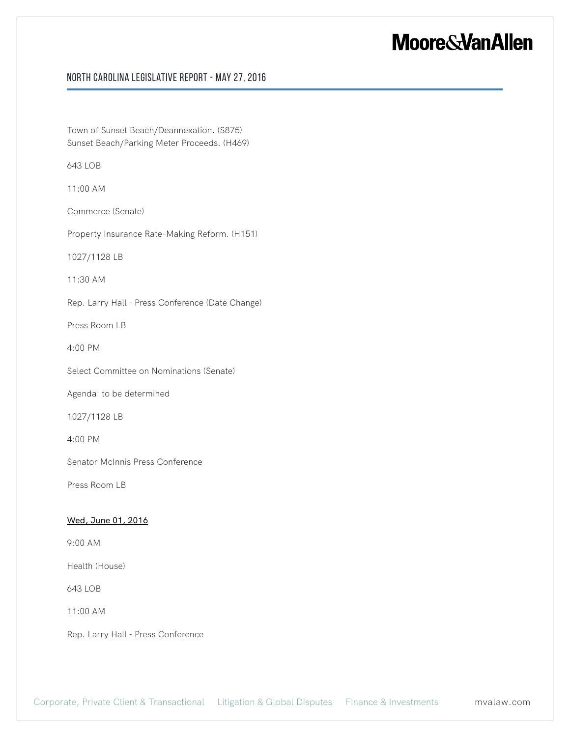Town of Sunset Beach/Deannexation. (S875)
Sunset Beach/Parking Meter Proceeds. (H469)

643 LOB

11:00 AM

Commerce (Senate)

Property Insurance Rate-Making Reform. (H151)

1027/1128 LB

11:30 AM

Rep. Larry Hall - Press Conference (Date Change)

Press Room LB

4:00 PM

Select Committee on Nominations (Senate)

Agenda: to be determined

1027/1128 LB

4:00 PM

Senator McInnis Press Conference

Press Room LB

Wed, June 01, 2016

9:00 AM

Health (House)

643 LOB

11:00 AM

Rep. Larry Hall - Press Conference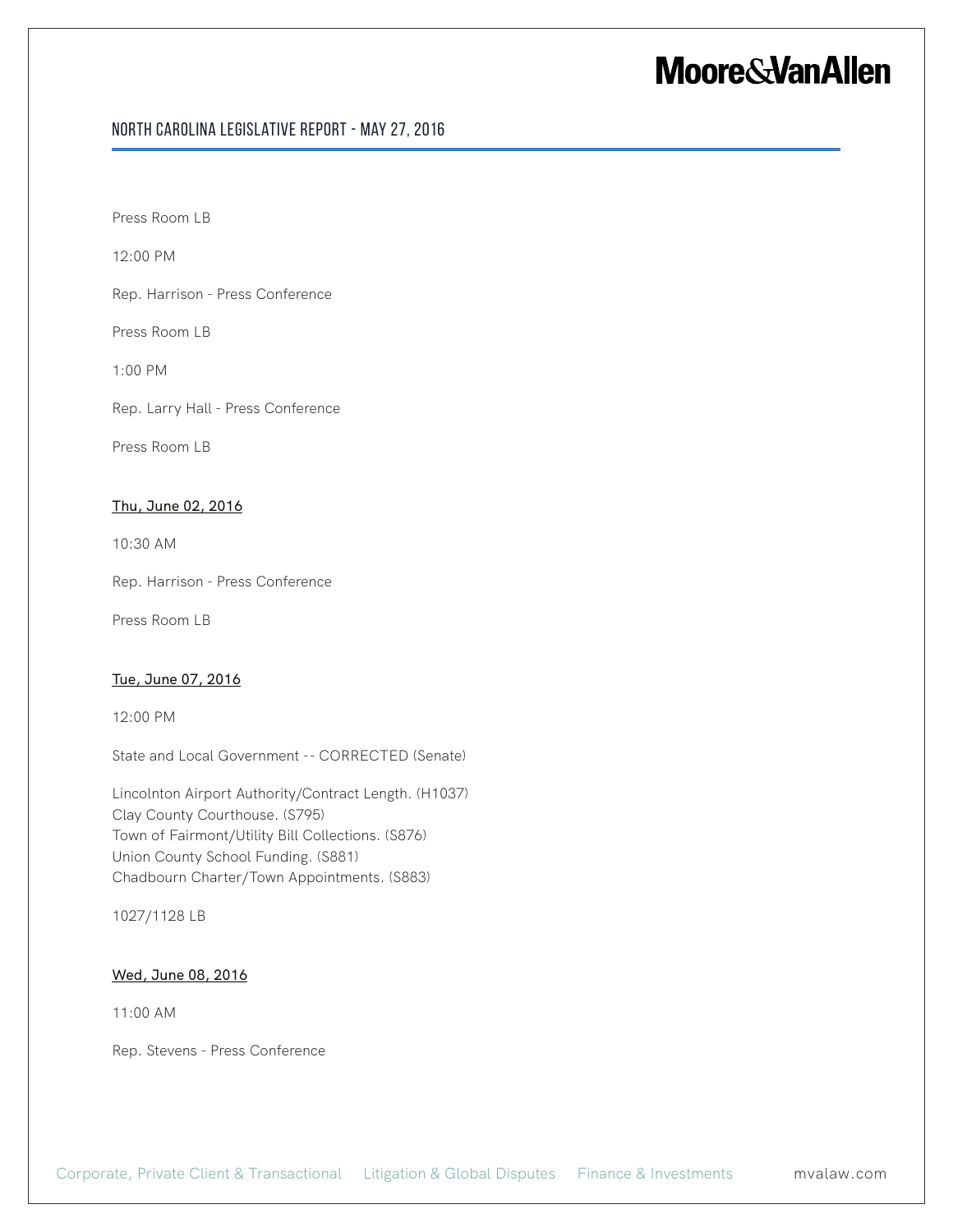Press Room LB

12:00 PM

Rep. Harrison - Press Conference

Press Room LB

1:00 PM

Rep. Larry Hall - Press Conference

Press Room LB

Thu, June 02, 2016

10:30 AM

Rep. Harrison - Press Conference

Press Room LB

Tue, June 07, 2016

12:00 PM

State and Local Government -- CORRECTED (Senate)

Lincolnton Airport Authority/Contract Length. (H1037)
Clay County Courthouse. (S795)
Town of Fairmont/Utility Bill Collections. (S876)
Union County School Funding. (S881)
Chadbourn Charter/Town Appointments. (S883)

1027/1128 LB

Wed, June 08, 2016

11:00 AM

Rep. Stevens - Press Conference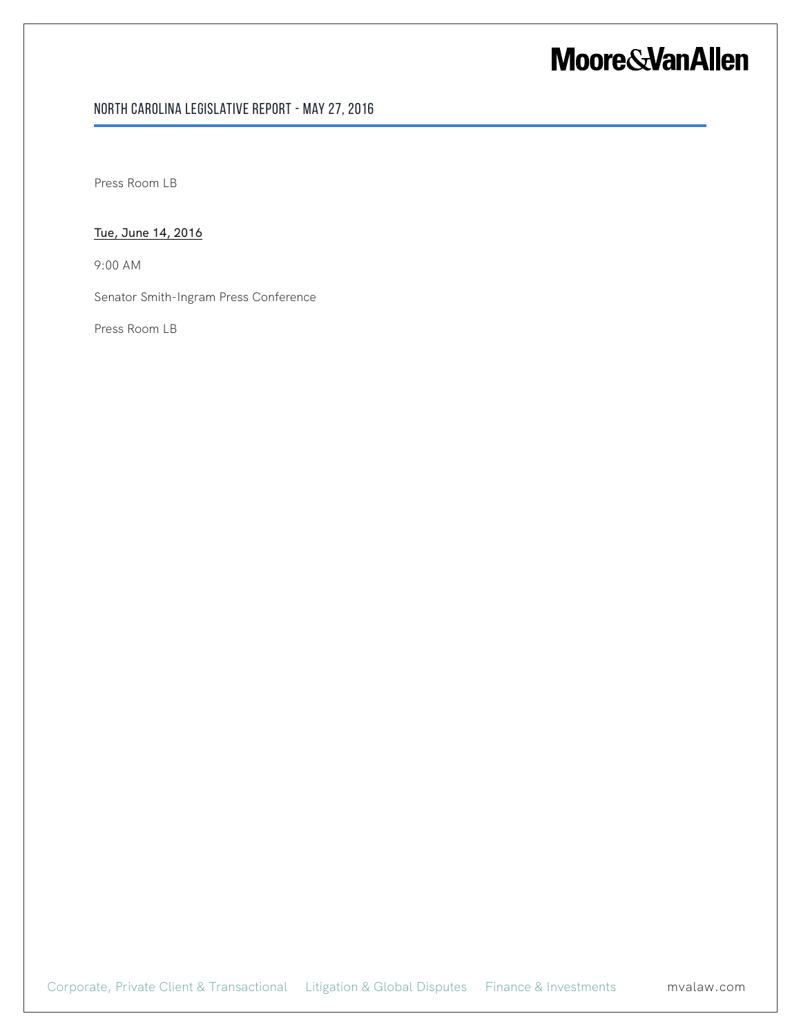Press Room LB

<u>Tue, June 14, 2016</u>

9:00 AM

Senator Smith-Ingram Press Conference

Press Room LB